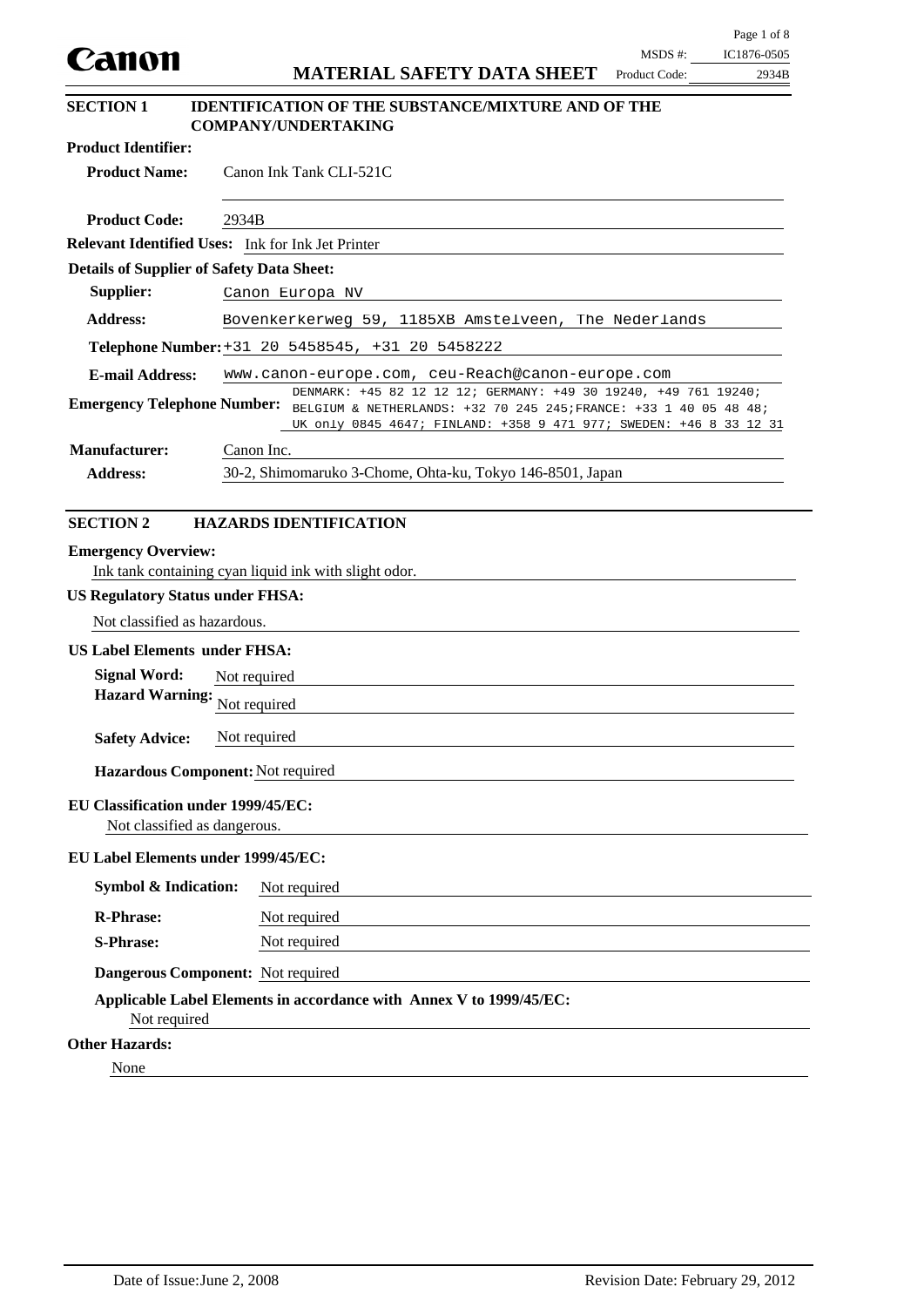# MATERIAL SAFETY DATA SHEET

MSDS #: IC1876-0505
Product Code: 2934B

## SECTION 1 IDENTIFICATION OF THE SUBSTANCE/MIXTURE AND OF THE COMPANY/UNDERTAKING

**Product Identifier:**

**Product Name:** Canon Ink Tank CLI-521C

**Product Code:** 2934B

**Relevant Identified Uses:** Ink for Ink Jet Printer

**Details of Supplier of Safety Data Sheet:**

**Supplier:** Canon Europa NV

**Address:** Bovenkerkerweg 59, 1185XB Amstelveen, The Nederlands

**Telephone Number:** +31 20 5458545, +31 20 5458222

**E-mail Address:** www.canon-europe.com, ceu-Reach@canon-europe.com

**Emergency Telephone Number:** DENMARK: +45 82 12 12 12; GERMANY: +49 30 19240, +49 761 19240; BELGIUM & NETHERLANDS: +32 70 245 245;FRANCE: +33 1 40 05 48 48; UK only 0845 4647; FINLAND: +358 9 471 977; SWEDEN: +46 8 33 12 31

**Manufacturer:** Canon Inc.

**Address:** 30-2, Shimomaruko 3-Chome, Ohta-ku, Tokyo 146-8501, Japan

## SECTION 2 HAZARDS IDENTIFICATION

**Emergency Overview:**

Ink tank containing cyan liquid ink with slight odor.

**US Regulatory Status under FHSA:**

Not classified as hazardous.

**US Label Elements under FHSA:**

**Signal Word:** Not required

**Hazard Warning:** Not required

**Safety Advice:** Not required

**Hazardous Component:** Not required

**EU Classification under 1999/45/EC:**

Not classified as dangerous.

**EU Label Elements under 1999/45/EC:**

**Symbol & Indication:** Not required

**R-Phrase:** Not required

**S-Phrase:** Not required

**Dangerous Component:** Not required

**Applicable Label Elements in accordance with Annex V to 1999/45/EC:**

Not required

**Other Hazards:**

None

Date of Issue: June 2, 2008 Revision Date: February 29, 2012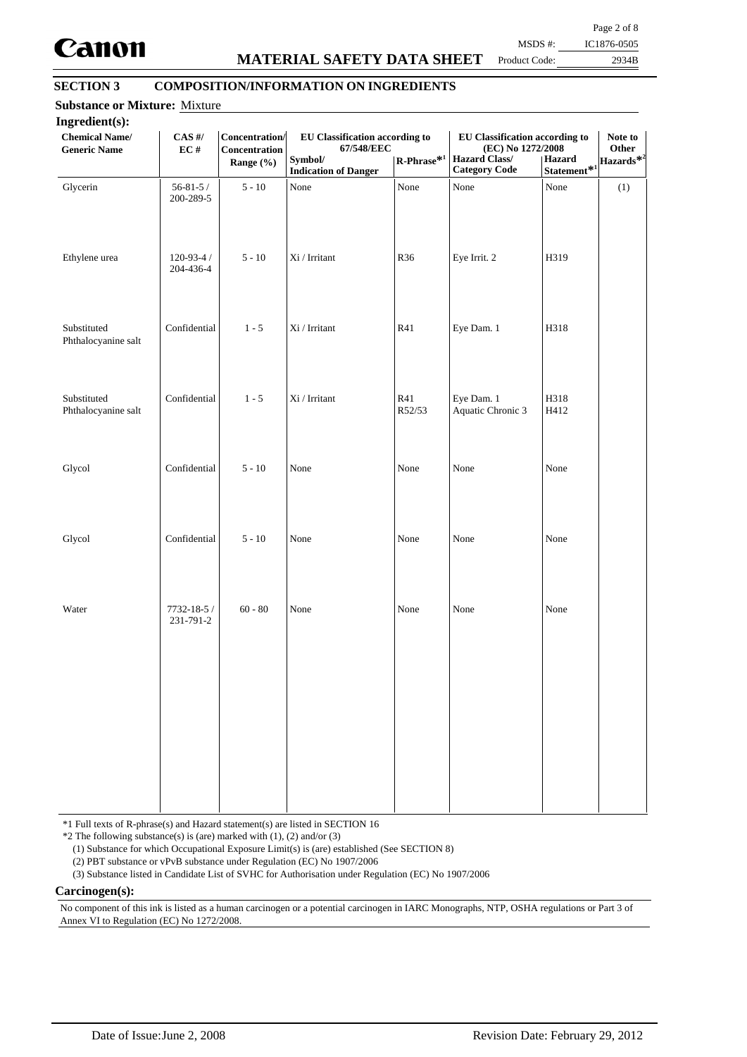## SECTION 3 COMPOSITION/INFORMATION ON INGREDIENTS

**Substance or Mixture:** Mixture

**Ingredient(s):**

| Chemical Name/ Generic Name | CAS #/ EC # | Concentration/ Concentration Range (%) | EU Classification according to 67/548/EEC | | EU Classification according to (EC) No 1272/2008 | | Note to Other Hazards*2 |
|---|---|---|---|---|---|---|---|
| | | | Symbol/ Indication of Danger | R-Phrase*1 | Hazard Class/ Category Code | Hazard Statement*1 | |
| Glycerin | 56-81-5 / 200-289-5 | 5 - 10 | None | None | None | None | (1) |
| Ethylene urea | 120-93-4 / 204-436-4 | 5 - 10 | Xi / Irritant | R36 | Eye Irrit. 2 | H319 | |
| Substituted Phthalocyanine salt | Confidential | 1 - 5 | Xi / Irritant | R41 | Eye Dam. 1 | H318 | |
| Substituted Phthalocyanine salt | Confidential | 1 - 5 | Xi / Irritant | R41 R52/53 | Eye Dam. 1 Aquatic Chronic 3 | H318 H412 | |
| Glycol | Confidential | 5 - 10 | None | None | None | None | |
| Glycol | Confidential | 5 - 10 | None | None | None | None | |
| Water | 7732-18-5 / 231-791-2 | 60 - 80 | None | None | None | None | |

*1 Full texts of R-phrase(s) and Hazard statement(s) are listed in SECTION 16

*2 The following substance(s) is (are) marked with (1), (2) and/or (3)

(1) Substance for which Occupational Exposure Limit(s) is (are) established (See SECTION 8)

(2) PBT substance or vPvB substance under Regulation (EC) No 1907/2006

(3) Substance listed in Candidate List of SVHC for Authorisation under Regulation (EC) No 1907/2006

**Carcinogen(s):**

No component of this ink is listed as a human carcinogen or a potential carcinogen in IARC Monographs, NTP, OSHA regulations or Part 3 of Annex VI to Regulation (EC) No 1272/2008.

Date of Issue:June 2, 2008 Revision Date: February 29, 2012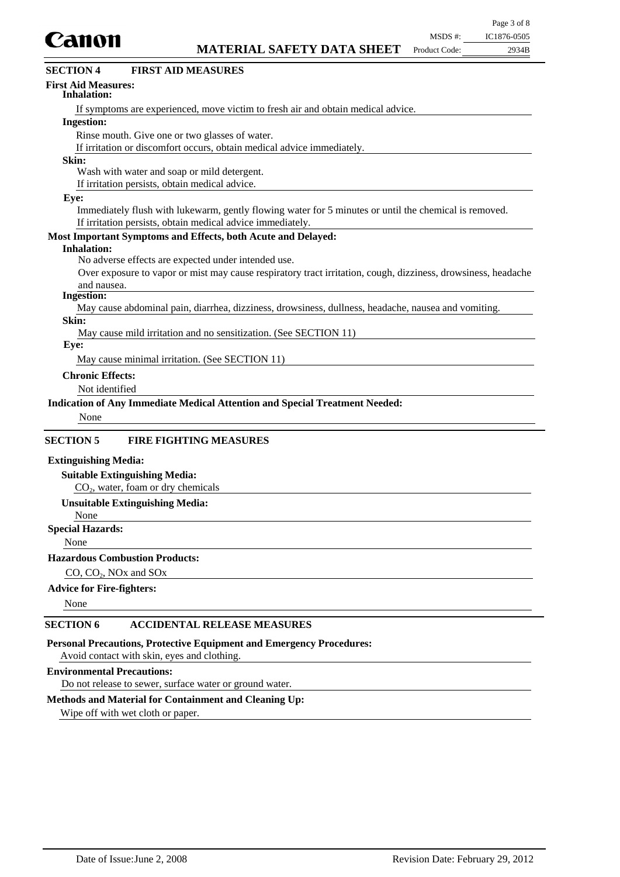## SECTION 4 FIRST AID MEASURES

**First Aid Measures:**

**Inhalation:**

If symptoms are experienced, move victim to fresh air and obtain medical advice.

**Ingestion:**

Rinse mouth. Give one or two glasses of water.
If irritation or discomfort occurs, obtain medical advice immediately.

**Skin:**

Wash with water and soap or mild detergent.
If irritation persists, obtain medical advice.

**Eye:**

Immediately flush with lukewarm, gently flowing water for 5 minutes or until the chemical is removed.
If irritation persists, obtain medical advice immediately.

**Most Important Symptoms and Effects, both Acute and Delayed:**

**Inhalation:**

No adverse effects are expected under intended use.
Over exposure to vapor or mist may cause respiratory tract irritation, cough, dizziness, drowsiness, headache and nausea.

**Ingestion:**

May cause abdominal pain, diarrhea, dizziness, drowsiness, dullness, headache, nausea and vomiting.

**Skin:**

May cause mild irritation and no sensitization. (See SECTION 11)

**Eye:**

May cause minimal irritation. (See SECTION 11)

**Chronic Effects:**

Not identified

**Indication of Any Immediate Medical Attention and Special Treatment Needed:**

None

## SECTION 5 FIRE FIGHTING MEASURES

**Extinguishing Media:**

**Suitable Extinguishing Media:**

$CO_2$, water, foam or dry chemicals

**Unsuitable Extinguishing Media:**

None

**Special Hazards:**

None

**Hazardous Combustion Products:**

CO, $CO_2$, NOx and SOx

**Advice for Fire-fighters:**

None

## SECTION 6 ACCIDENTAL RELEASE MEASURES

**Personal Precautions, Protective Equipment and Emergency Procedures:**

Avoid contact with skin, eyes and clothing.

**Environmental Precautions:**

Do not release to sewer, surface water or ground water.

**Methods and Material for Containment and Cleaning Up:**

Wipe off with wet cloth or paper.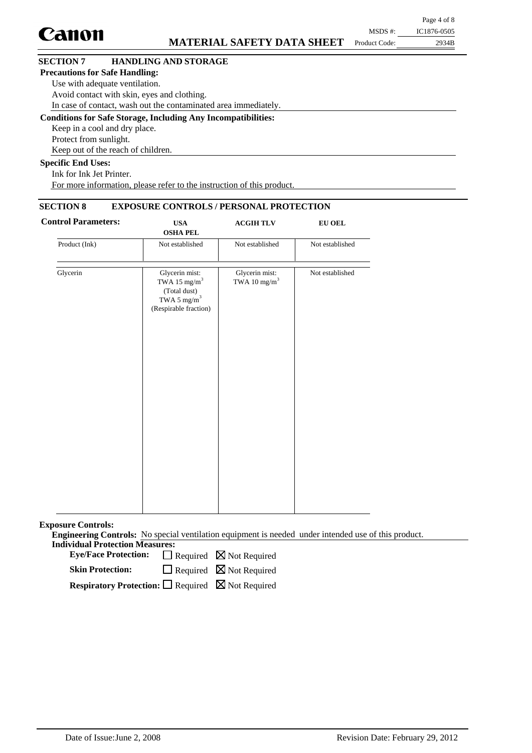## SECTION 7 HANDLING AND STORAGE

**Precautions for Safe Handling:**

Use with adequate ventilation.
Avoid contact with skin, eyes and clothing.
In case of contact, wash out the contaminated area immediately.

**Conditions for Safe Storage, Including Any Incompatibilities:**

Keep in a cool and dry place.
Protect from sunlight.
Keep out of the reach of children.

**Specific End Uses:**

Ink for Ink Jet Printer.
For more information, please refer to the instruction of this product.

## SECTION 8 EXPOSURE CONTROLS / PERSONAL PROTECTION

**Control Parameters:**

| | USA OSHA PEL | ACGIH TLV | EU OEL |
|---|---|---|---|
| Product (Ink) | Not established | Not established | Not established |
| Glycerin | Glycerin mist: TWA 15 $mg/m^3$ (Total dust) TWA 5 $mg/m^3$ (Respirable fraction) | Glycerin mist: TWA 10 $mg/m^3$ | Not established |

**Exposure Controls:**

**Engineering Controls:** No special ventilation equipment is needed under intended use of this product.

**Individual Protection Measures:**

**Eye/Face Protection:** ☐ Required ☒ Not Required

**Skin Protection:** ☐ Required ☒ Not Required

**Respiratory Protection:** ☐ Required ☒ Not Required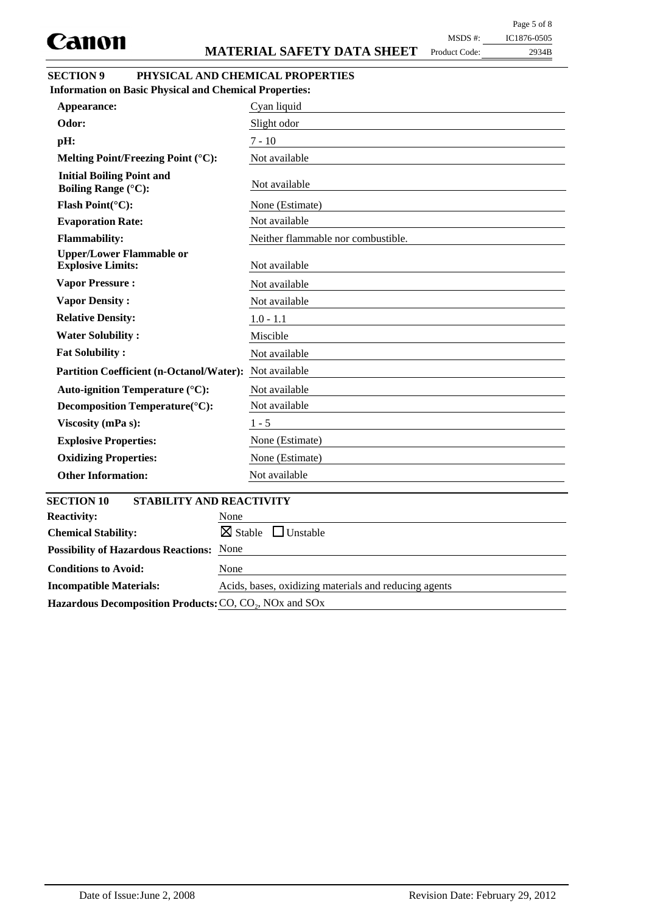## SECTION 9 PHYSICAL AND CHEMICAL PROPERTIES

**Information on Basic Physical and Chemical Properties:**

| | |
|---|---|
| **Appearance:** | Cyan liquid |
| **Odor:** | Slight odor |
| **pH:** | 7 - 10 |
| **Melting Point/Freezing Point (°C):** | Not available |
| **Initial Boiling Point and Boiling Range (°C):** | Not available |
| **Flash Point(°C):** | None (Estimate) |
| **Evaporation Rate:** | Not available |
| **Flammability:** | Neither flammable nor combustible. |
| **Upper/Lower Flammable or Explosive Limits:** | Not available |
| **Vapor Pressure :** | Not available |
| **Vapor Density :** | Not available |
| **Relative Density:** | 1.0 - 1.1 |
| **Water Solubility :** | Miscible |
| **Fat Solubility :** | Not available |
| **Partition Coefficient (n-Octanol/Water):** | Not available |
| **Auto-ignition Temperature (°C):** | Not available |
| **Decomposition Temperature(°C):** | Not available |
| **Viscosity (mPa s):** | 1 - 5 |
| **Explosive Properties:** | None (Estimate) |
| **Oxidizing Properties:** | None (Estimate) |
| **Other Information:** | Not available |

## SECTION 10 STABILITY AND REACTIVITY

| | |
|---|---|
| **Reactivity:** | None |
| **Chemical Stability:** | ☒ Stable ☐ Unstable |
| **Possibility of Hazardous Reactions:** | None |
| **Conditions to Avoid:** | None |
| **Incompatible Materials:** | Acids, bases, oxidizing materials and reducing agents |
| **Hazardous Decomposition Products:** | CO, $CO_2$, NOx and SOx |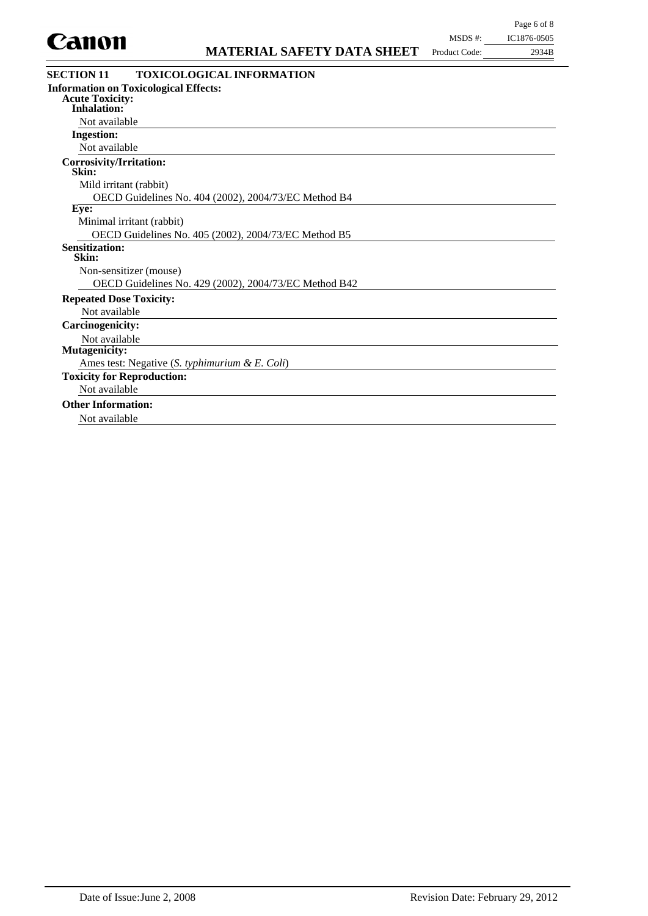## SECTION 11 TOXICOLOGICAL INFORMATION

**Information on Toxicological Effects:**

**Acute Toxicity:**

**Inhalation:**

Not available

**Ingestion:**

Not available

**Corrosivity/Irritation:**

**Skin:**

Mild irritant (rabbit)

OECD Guidelines No. 404 (2002), 2004/73/EC Method B4

**Eye:**

Minimal irritant (rabbit)

OECD Guidelines No. 405 (2002), 2004/73/EC Method B5

**Sensitization:**

**Skin:**

Non-sensitizer (mouse)

OECD Guidelines No. 429 (2002), 2004/73/EC Method B42

**Repeated Dose Toxicity:**

Not available

**Carcinogenicity:**

Not available

**Mutagenicity:**

Ames test: Negative (*S. typhimurium & E. Coli*)

**Toxicity for Reproduction:**

Not available

**Other Information:**

Not available

Date of Issue:June 2, 2008 Revision Date: February 29, 2012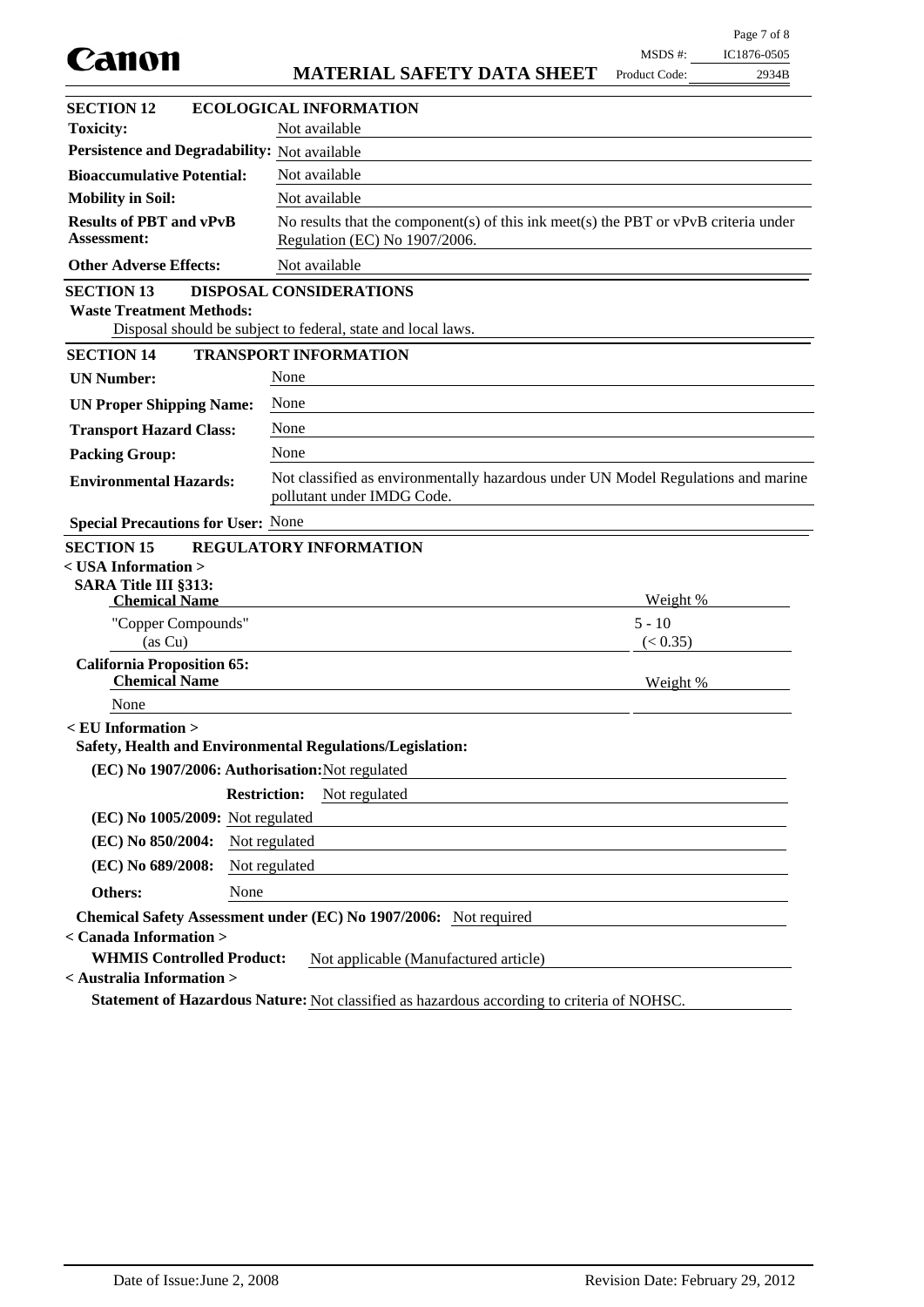## SECTION 12 ECOLOGICAL INFORMATION

| | |
|---|---|
| **Toxicity:** | Not available |
| **Persistence and Degradability:** | Not available |
| **Bioaccumulative Potential:** | Not available |
| **Mobility in Soil:** | Not available |
| **Results of PBT and vPvB Assessment:** | No results that the component(s) of this ink meet(s) the PBT or vPvB criteria under Regulation (EC) No 1907/2006. |
| **Other Adverse Effects:** | Not available |

## SECTION 13 DISPOSAL CONSIDERATIONS

**Waste Treatment Methods:**

Disposal should be subject to federal, state and local laws.

## SECTION 14 TRANSPORT INFORMATION

| | |
|---|---|
| **UN Number:** | None |
| **UN Proper Shipping Name:** | None |
| **Transport Hazard Class:** | None |
| **Packing Group:** | None |
| **Environmental Hazards:** | Not classified as environmentally hazardous under UN Model Regulations and marine pollutant under IMDG Code. |
| **Special Precautions for User:** | None |

## SECTION 15 REGULATORY INFORMATION

**< USA Information >**

**SARA Title III §313:**

| Chemical Name | Weight % |
|---|---|
| "Copper Compounds" (as Cu) | 5 - 10 (< 0.35) |

**California Proposition 65:**

| Chemical Name | Weight % |
|---|---|
| None | |

**< EU Information >**

**Safety, Health and Environmental Regulations/Legislation:**

- **(EC) No 1907/2006: Authorisation:** Not regulated
- **Restriction:** Not regulated
- **(EC) No 1005/2009:** Not regulated
- **(EC) No 850/2004:** Not regulated
- **(EC) No 689/2008:** Not regulated
- **Others:** None

**Chemical Safety Assessment under (EC) No 1907/2006:** Not required

**< Canada Information >**

**WHMIS Controlled Product:** Not applicable (Manufactured article)

**< Australia Information >**

**Statement of Hazardous Nature:** Not classified as hazardous according to criteria of NOHSC.

Date of Issue:June 2, 2008 Revision Date: February 29, 2012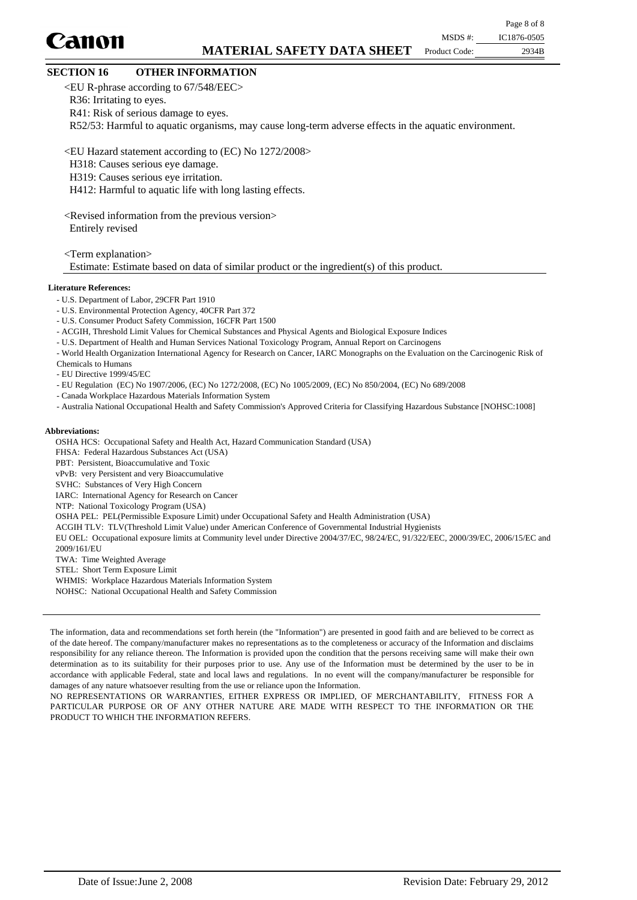## SECTION 16 OTHER INFORMATION

<EU R-phrase according to 67/548/EEC>

R36: Irritating to eyes.

R41: Risk of serious damage to eyes.

R52/53: Harmful to aquatic organisms, may cause long-term adverse effects in the aquatic environment.

<EU Hazard statement according to (EC) No 1272/2008>

H318: Causes serious eye damage.

H319: Causes serious eye irritation.

H412: Harmful to aquatic life with long lasting effects.

<Revised information from the previous version>

Entirely revised

<Term explanation>

Estimate: Estimate based on data of similar product or the ingredient(s) of this product.

**Literature References:**

- U.S. Department of Labor, 29CFR Part 1910
- U.S. Environmental Protection Agency, 40CFR Part 372
- U.S. Consumer Product Safety Commission, 16CFR Part 1500
- ACGIH, Threshold Limit Values for Chemical Substances and Physical Agents and Biological Exposure Indices
- U.S. Department of Health and Human Services National Toxicology Program, Annual Report on Carcinogens
- World Health Organization International Agency for Research on Cancer, IARC Monographs on the Evaluation on the Carcinogenic Risk of Chemicals to Humans
- EU Directive 1999/45/EC
- EU Regulation (EC) No 1907/2006, (EC) No 1272/2008, (EC) No 1005/2009, (EC) No 850/2004, (EC) No 689/2008
- Canada Workplace Hazardous Materials Information System
- Australia National Occupational Health and Safety Commission's Approved Criteria for Classifying Hazardous Substance [NOHSC:1008]

**Abbreviations:**

OSHA HCS: Occupational Safety and Health Act, Hazard Communication Standard (USA)
FHSA: Federal Hazardous Substances Act (USA)
PBT: Persistent, Bioaccumulative and Toxic
vPvB: very Persistent and very Bioaccumulative
SVHC: Substances of Very High Concern
IARC: International Agency for Research on Cancer
NTP: National Toxicology Program (USA)
OSHA PEL: PEL(Permissible Exposure Limit) under Occupational Safety and Health Administration (USA)
ACGIH TLV: TLV(Threshold Limit Value) under American Conference of Governmental Industrial Hygienists
EU OEL: Occupational exposure limits at Community level under Directive 2004/37/EC, 98/24/EC, 91/322/EEC, 2000/39/EC, 2006/15/EC and 2009/161/EU
TWA: Time Weighted Average
STEL: Short Term Exposure Limit
WHMIS: Workplace Hazardous Materials Information System
NOHSC: National Occupational Health and Safety Commission

---

The information, data and recommendations set forth herein (the "Information") are presented in good faith and are believed to be correct as of the date hereof. The company/manufacturer makes no representations as to the completeness or accuracy of the Information and disclaims responsibility for any reliance thereon. The Information is provided upon the condition that the persons receiving same will make their own determination as to its suitability for their purposes prior to use. Any use of the Information must be determined by the user to be in accordance with applicable Federal, state and local laws and regulations. In no event will the company/manufacturer be responsible for damages of any nature whatsoever resulting from the use or reliance upon the Information.

NO REPRESENTATIONS OR WARRANTIES, EITHER EXPRESS OR IMPLIED, OF MERCHANTABILITY, FITNESS FOR A PARTICULAR PURPOSE OR OF ANY OTHER NATURE ARE MADE WITH RESPECT TO THE INFORMATION OR THE PRODUCT TO WHICH THE INFORMATION REFERS.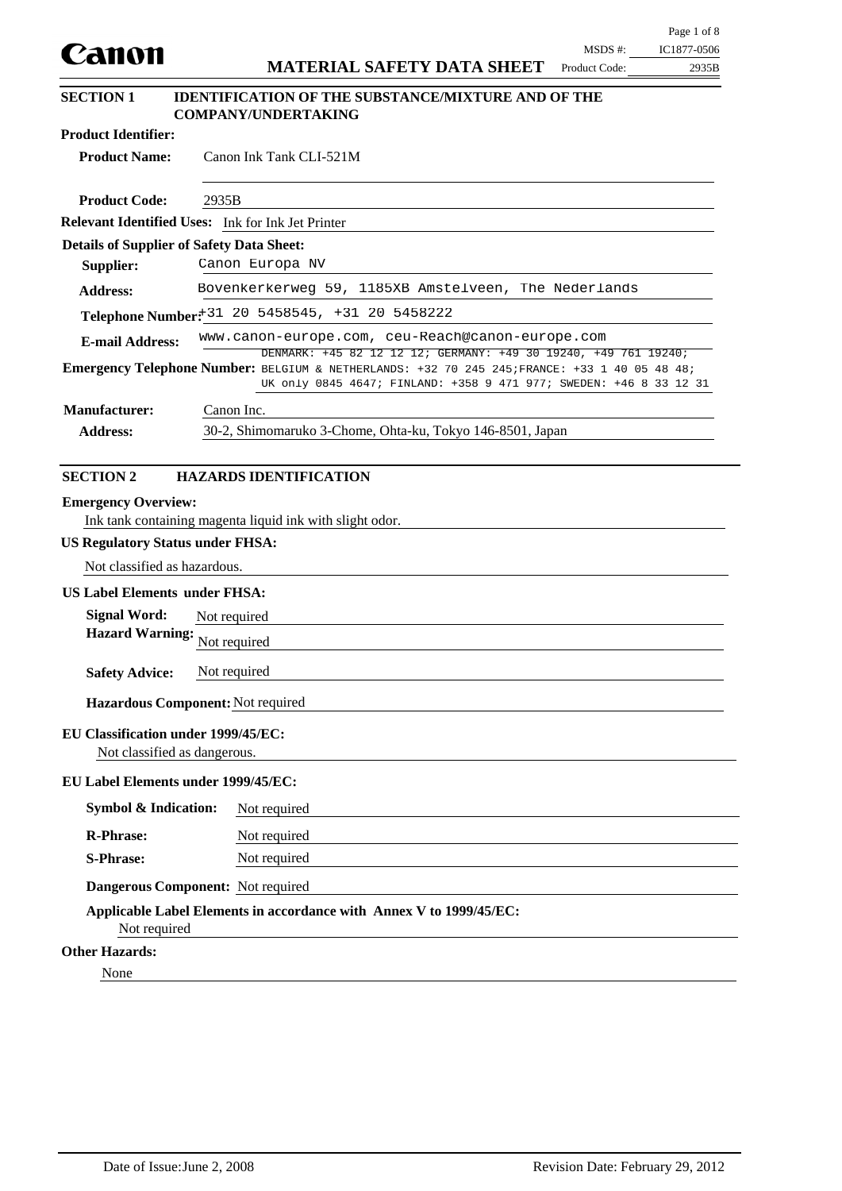# MATERIAL SAFETY DATA SHEET

MSDS #: IC1877-0506
Product Code: 2935B

## SECTION 1 IDENTIFICATION OF THE SUBSTANCE/MIXTURE AND OF THE COMPANY/UNDERTAKING

**Product Identifier:**

**Product Name:** Canon Ink Tank CLI-521M

**Product Code:** 2935B

**Relevant Identified Uses:** Ink for Ink Jet Printer

**Details of Supplier of Safety Data Sheet:**

**Supplier:** Canon Europa NV

**Address:** Bovenkerkerweg 59, 1185XB Amstelveen, The Nederlands

**Telephone Number:** +31 20 5458545, +31 20 5458222

**E-mail Address:** www.canon-europe.com, ceu-Reach@canon-europe.com

**Emergency Telephone Number:** DENMARK: +45 82 12 12 12; GERMANY: +49 30 19240, +49 761 19240; BELGIUM & NETHERLANDS: +32 70 245 245; FRANCE: +33 1 40 05 48 48; UK only 0845 4647; FINLAND: +358 9 471 977; SWEDEN: +46 8 33 12 31

**Manufacturer:** Canon Inc.

**Address:** 30-2, Shimomaruko 3-Chome, Ohta-ku, Tokyo 146-8501, Japan

## SECTION 2 HAZARDS IDENTIFICATION

**Emergency Overview:**

Ink tank containing magenta liquid ink with slight odor.

**US Regulatory Status under FHSA:**

Not classified as hazardous.

**US Label Elements under FHSA:**

**Signal Word:** Not required

**Hazard Warning:** Not required

**Safety Advice:** Not required

**Hazardous Component:** Not required

**EU Classification under 1999/45/EC:**

Not classified as dangerous.

**EU Label Elements under 1999/45/EC:**

**Symbol & Indication:** Not required

**R-Phrase:** Not required

**S-Phrase:** Not required

**Dangerous Component:** Not required

**Applicable Label Elements in accordance with Annex V to 1999/45/EC:**

Not required

**Other Hazards:**

None

Date of Issue: June 2, 2008 Revision Date: February 29, 2012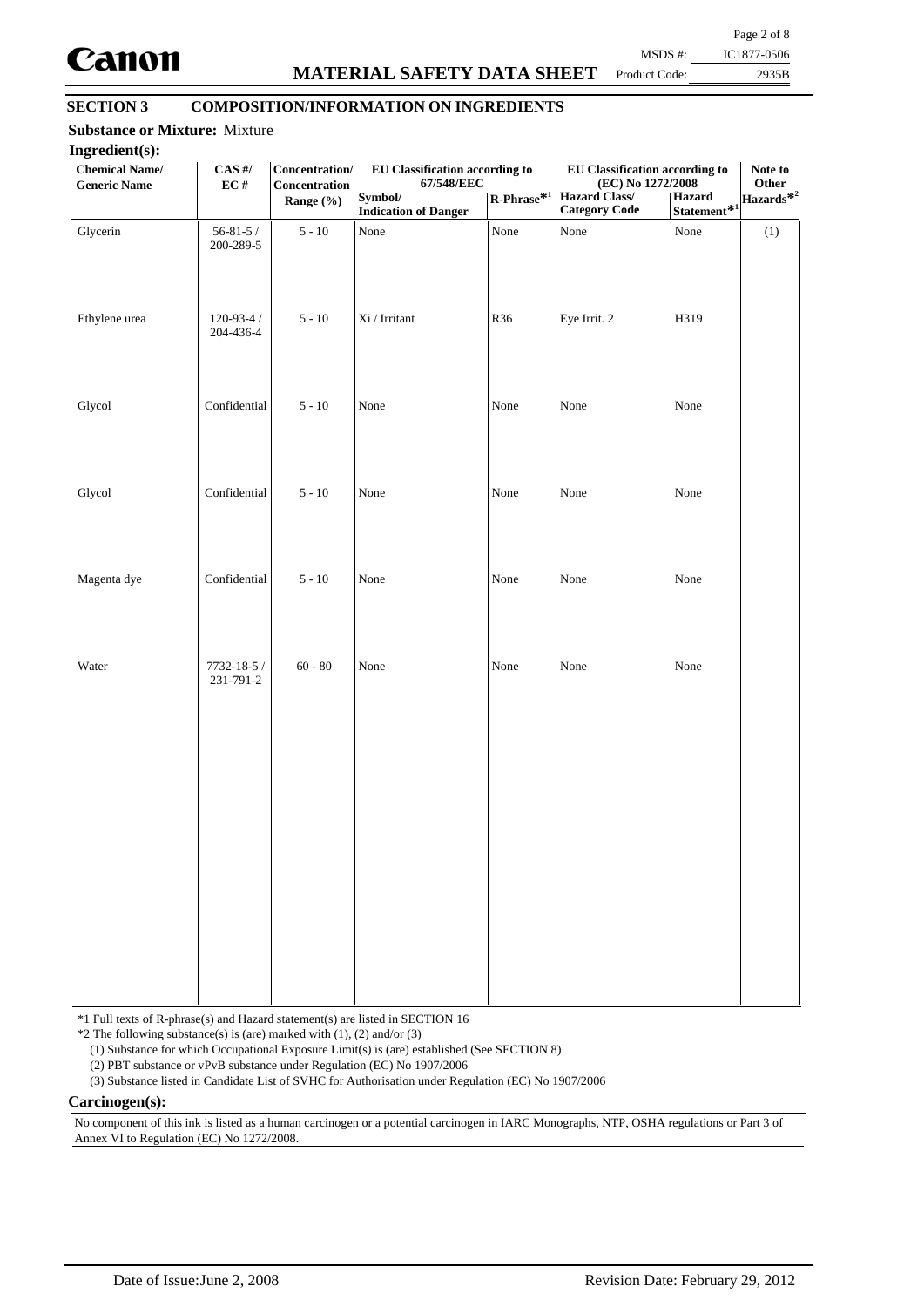## SECTION 3 COMPOSITION/INFORMATION ON INGREDIENTS

**Substance or Mixture:** Mixture

**Ingredient(s):**

| Chemical Name/ Generic Name | CAS #/ EC # | Concentration/ Concentration Range (%) | EU Classification according to 67/548/EEC | | EU Classification according to (EC) No 1272/2008 | | Note to Other Hazards*2 |
|---|---|---|---|---|---|---|---|
| | | | Symbol/ Indication of Danger | R-Phrase*1 | Hazard Class/ Category Code | Hazard Statement*1 | |
| Glycerin | 56-81-5 / 200-289-5 | 5 - 10 | None | None | None | None | (1) |
| Ethylene urea | 120-93-4 / 204-436-4 | 5 - 10 | Xi / Irritant | R36 | Eye Irrit. 2 | H319 | |
| Glycol | Confidential | 5 - 10 | None | None | None | None | |
| Glycol | Confidential | 5 - 10 | None | None | None | None | |
| Magenta dye | Confidential | 5 - 10 | None | None | None | None | |
| Water | 7732-18-5 / 231-791-2 | 60 - 80 | None | None | None | None | |

*1 Full texts of R-phrase(s) and Hazard statement(s) are listed in SECTION 16

*2 The following substance(s) is (are) marked with (1), (2) and/or (3)

(1) Substance for which Occupational Exposure Limit(s) is (are) established (See SECTION 8)

(2) PBT substance or vPvB substance under Regulation (EC) No 1907/2006

(3) Substance listed in Candidate List of SVHC for Authorisation under Regulation (EC) No 1907/2006

**Carcinogen(s):**

No component of this ink is listed as a human carcinogen or a potential carcinogen in IARC Monographs, NTP, OSHA regulations or Part 3 of Annex VI to Regulation (EC) No 1272/2008.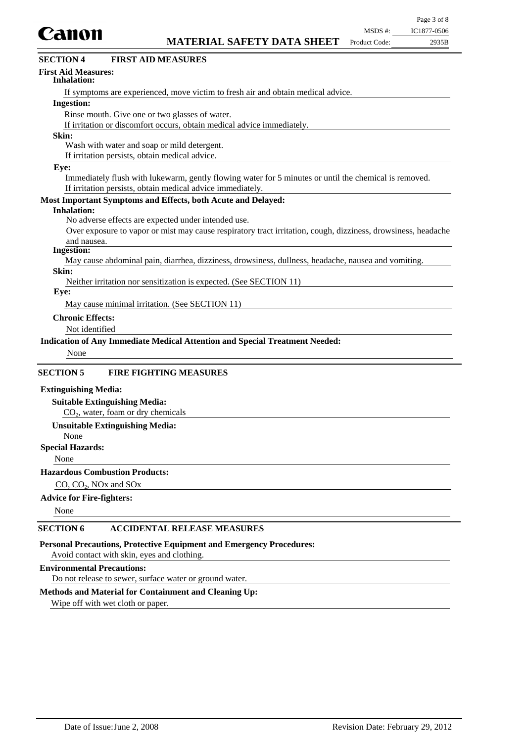## SECTION 4 FIRST AID MEASURES

**First Aid Measures:**

**Inhalation:**

If symptoms are experienced, move victim to fresh air and obtain medical advice.

**Ingestion:**

Rinse mouth. Give one or two glasses of water.
If irritation or discomfort occurs, obtain medical advice immediately.

**Skin:**

Wash with water and soap or mild detergent.
If irritation persists, obtain medical advice.

**Eye:**

Immediately flush with lukewarm, gently flowing water for 5 minutes or until the chemical is removed.
If irritation persists, obtain medical advice immediately.

**Most Important Symptoms and Effects, both Acute and Delayed:**

**Inhalation:**

No adverse effects are expected under intended use.
Over exposure to vapor or mist may cause respiratory tract irritation, cough, dizziness, drowsiness, headache and nausea.

**Ingestion:**

May cause abdominal pain, diarrhea, dizziness, drowsiness, dullness, headache, nausea and vomiting.

**Skin:**

Neither irritation nor sensitization is expected. (See SECTION 11)

**Eye:**

May cause minimal irritation. (See SECTION 11)

**Chronic Effects:**

Not identified

**Indication of Any Immediate Medical Attention and Special Treatment Needed:**

None

## SECTION 5 FIRE FIGHTING MEASURES

**Extinguishing Media:**

**Suitable Extinguishing Media:**

$CO_2$, water, foam or dry chemicals

**Unsuitable Extinguishing Media:**

None

**Special Hazards:**

None

**Hazardous Combustion Products:**

CO, $CO_2$, NOx and SOx

**Advice for Fire-fighters:**

None

## SECTION 6 ACCIDENTAL RELEASE MEASURES

**Personal Precautions, Protective Equipment and Emergency Procedures:**

Avoid contact with skin, eyes and clothing.

**Environmental Precautions:**

Do not release to sewer, surface water or ground water.

**Methods and Material for Containment and Cleaning Up:**

Wipe off with wet cloth or paper.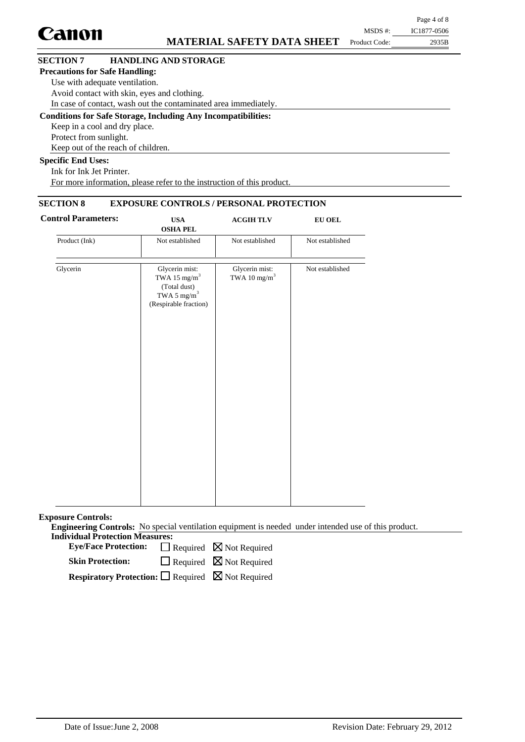## SECTION 7 HANDLING AND STORAGE

**Precautions for Safe Handling:**

Use with adequate ventilation.

Avoid contact with skin, eyes and clothing.

In case of contact, wash out the contaminated area immediately.

**Conditions for Safe Storage, Including Any Incompatibilities:**

Keep in a cool and dry place.

Protect from sunlight.

Keep out of the reach of children.

**Specific End Uses:**

Ink for Ink Jet Printer.

For more information, please refer to the instruction of this product.

## SECTION 8 EXPOSURE CONTROLS / PERSONAL PROTECTION

**Control Parameters:**

| | USA OSHA PEL | ACGIH TLV | EU OEL |
|---|---|---|---|
| Product (Ink) | Not established | Not established | Not established |
| Glycerin | Glycerin mist: TWA 15 mg/m$^3$ (Total dust) TWA 5 mg/m$^3$ (Respirable fraction) | Glycerin mist: TWA 10 mg/m$^3$ | Not established |

**Exposure Controls:**

**Engineering Controls:** No special ventilation equipment is needed under intended use of this product.

**Individual Protection Measures:**

**Eye/Face Protection:** ☐ Required ☒ Not Required

**Skin Protection:** ☐ Required ☒ Not Required

**Respiratory Protection:** ☐ Required ☒ Not Required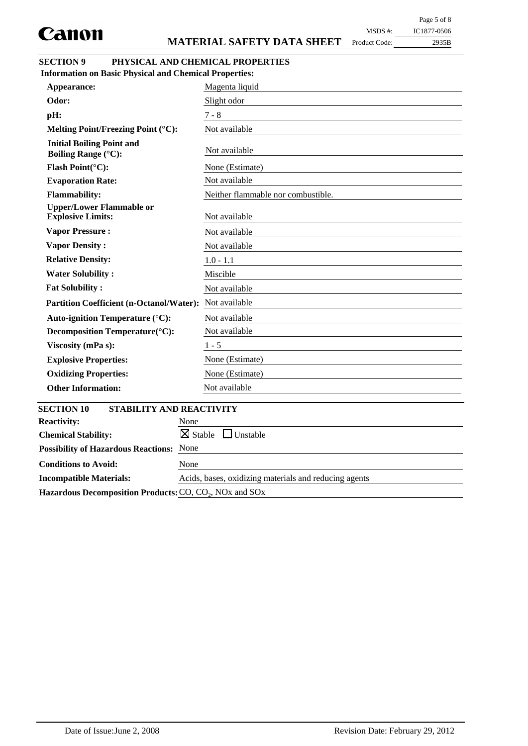## SECTION 9 PHYSICAL AND CHEMICAL PROPERTIES

**Information on Basic Physical and Chemical Properties:**

| | |
|---|---|
| **Appearance:** | Magenta liquid |
| **Odor:** | Slight odor |
| **pH:** | 7 - 8 |
| **Melting Point/Freezing Point (°C):** | Not available |
| **Initial Boiling Point and Boiling Range (°C):** | Not available |
| **Flash Point(°C):** | None (Estimate) |
| **Evaporation Rate:** | Not available |
| **Flammability:** | Neither flammable nor combustible. |
| **Upper/Lower Flammable or Explosive Limits:** | Not available |
| **Vapor Pressure :** | Not available |
| **Vapor Density :** | Not available |
| **Relative Density:** | 1.0 - 1.1 |
| **Water Solubility :** | Miscible |
| **Fat Solubility :** | Not available |
| **Partition Coefficient (n-Octanol/Water):** | Not available |
| **Auto-ignition Temperature (°C):** | Not available |
| **Decomposition Temperature(°C):** | Not available |
| **Viscosity (mPa s):** | 1 - 5 |
| **Explosive Properties:** | None (Estimate) |
| **Oxidizing Properties:** | None (Estimate) |
| **Other Information:** | Not available |

## SECTION 10 STABILITY AND REACTIVITY

| | |
|---|---|
| **Reactivity:** | None |
| **Chemical Stability:** | ☒ Stable ☐ Unstable |
| **Possibility of Hazardous Reactions:** | None |
| **Conditions to Avoid:** | None |
| **Incompatible Materials:** | Acids, bases, oxidizing materials and reducing agents |
| **Hazardous Decomposition Products:** | CO, $CO_2$, NOx and SOx |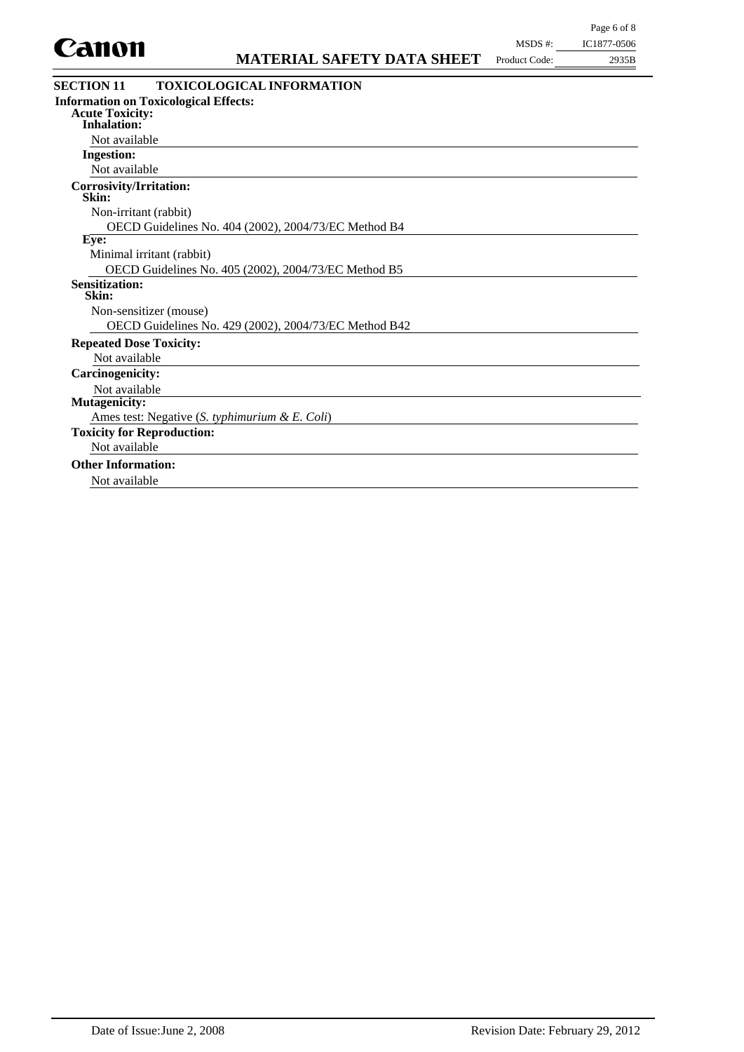## SECTION 11 TOXICOLOGICAL INFORMATION

**Information on Toxicological Effects:**

**Acute Toxicity:**

**Inhalation:**

Not available

**Ingestion:**

Not available

**Corrosivity/Irritation:**

**Skin:**

Non-irritant (rabbit)

OECD Guidelines No. 404 (2002), 2004/73/EC Method B4

**Eye:**

Minimal irritant (rabbit)

OECD Guidelines No. 405 (2002), 2004/73/EC Method B5

**Sensitization:**

**Skin:**

Non-sensitizer (mouse)

OECD Guidelines No. 429 (2002), 2004/73/EC Method B42

**Repeated Dose Toxicity:**

Not available

**Carcinogenicity:**

Not available

**Mutagenicity:**

Ames test: Negative (*S. typhimurium & E. Coli*)

**Toxicity for Reproduction:**

Not available

**Other Information:**

Not available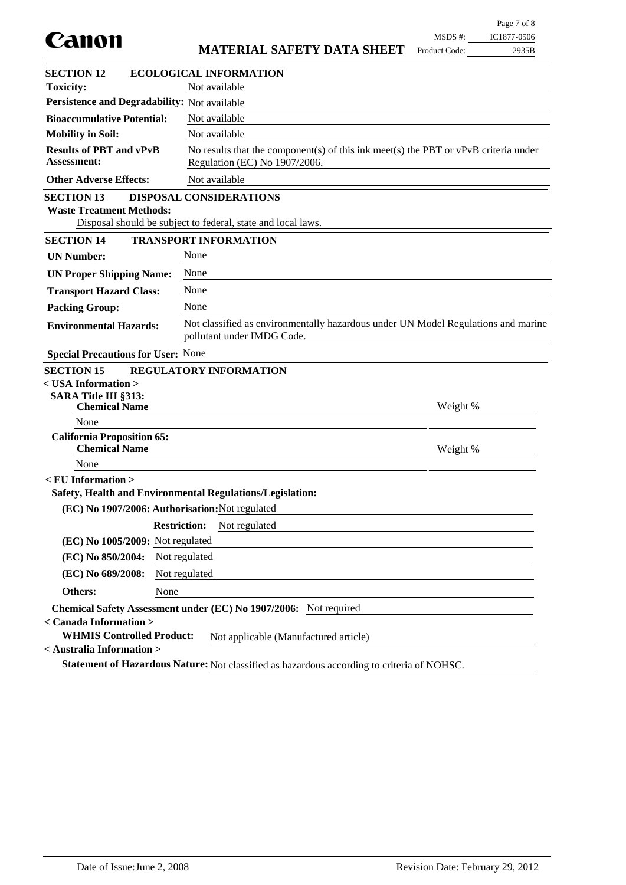## SECTION 12 ECOLOGICAL INFORMATION

| | |
|---|---|
| **Toxicity:** | Not available |
| **Persistence and Degradability:** | Not available |
| **Bioaccumulative Potential:** | Not available |
| **Mobility in Soil:** | Not available |
| **Results of PBT and vPvB Assessment:** | No results that the component(s) of this ink meet(s) the PBT or vPvB criteria under Regulation (EC) No 1907/2006. |
| **Other Adverse Effects:** | Not available |

## SECTION 13 DISPOSAL CONSIDERATIONS

**Waste Treatment Methods:**

Disposal should be subject to federal, state and local laws.

## SECTION 14 TRANSPORT INFORMATION

| | |
|---|---|
| **UN Number:** | None |
| **UN Proper Shipping Name:** | None |
| **Transport Hazard Class:** | None |
| **Packing Group:** | None |
| **Environmental Hazards:** | Not classified as environmentally hazardous under UN Model Regulations and marine pollutant under IMDG Code. |
| **Special Precautions for User:** | None |

## SECTION 15 REGULATORY INFORMATION

**< USA Information >**

**SARA Title III §313:**

| Chemical Name | Weight % |
|---|---|
| None | |

**California Proposition 65:**

| Chemical Name | Weight % |
|---|---|
| None | |

**< EU Information >**

**Safety, Health and Environmental Regulations/Legislation:**

**(EC) No 1907/2006: Authorisation:** Not regulated

**Restriction:** Not regulated

**(EC) No 1005/2009:** Not regulated

**(EC) No 850/2004:** Not regulated

**(EC) No 689/2008:** Not regulated

**Others:** None

**Chemical Safety Assessment under (EC) No 1907/2006:** Not required

**< Canada Information >**

**WHMIS Controlled Product:** Not applicable (Manufactured article)

**< Australia Information >**

**Statement of Hazardous Nature:** Not classified as hazardous according to criteria of NOHSC.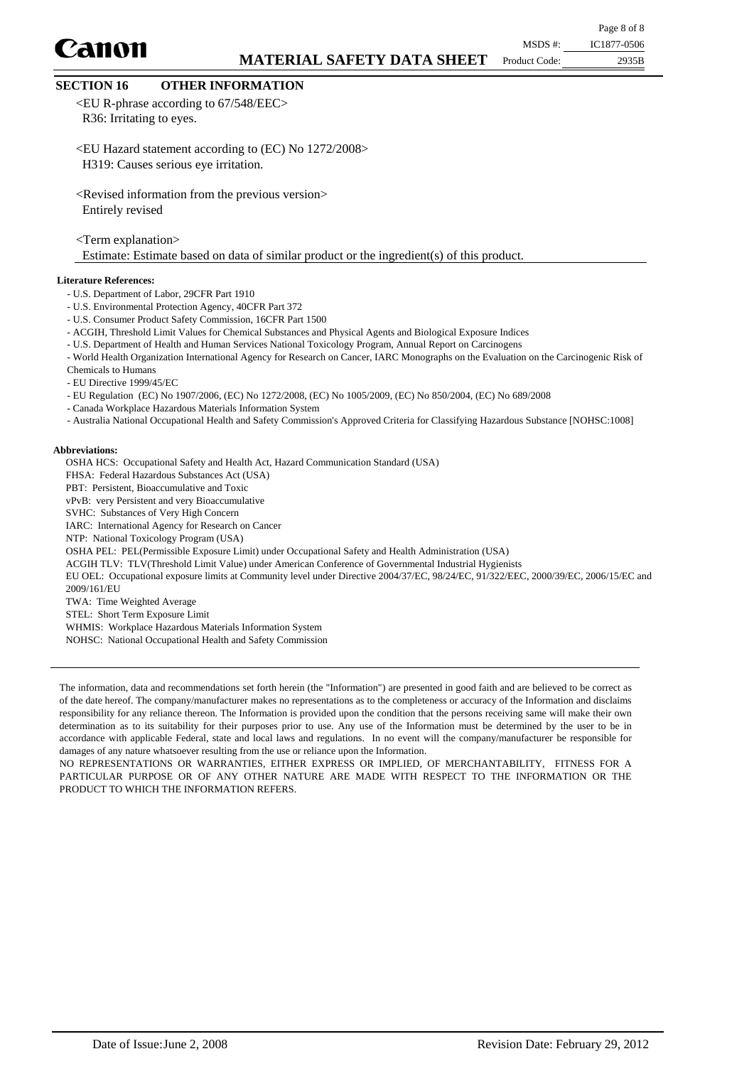## SECTION 16 OTHER INFORMATION

<EU R-phrase according to 67/548/EEC>
R36: Irritating to eyes.

<EU Hazard statement according to (EC) No 1272/2008>
H319: Causes serious eye irritation.

<Revised information from the previous version>
Entirely revised

<Term explanation>
Estimate: Estimate based on data of similar product or the ingredient(s) of this product.

**Literature References:**

- U.S. Department of Labor, 29CFR Part 1910
- U.S. Environmental Protection Agency, 40CFR Part 372
- U.S. Consumer Product Safety Commission, 16CFR Part 1500
- ACGIH, Threshold Limit Values for Chemical Substances and Physical Agents and Biological Exposure Indices
- U.S. Department of Health and Human Services National Toxicology Program, Annual Report on Carcinogens
- World Health Organization International Agency for Research on Cancer, IARC Monographs on the Evaluation on the Carcinogenic Risk of Chemicals to Humans
- EU Directive 1999/45/EC
- EU Regulation (EC) No 1907/2006, (EC) No 1272/2008, (EC) No 1005/2009, (EC) No 850/2004, (EC) No 689/2008
- Canada Workplace Hazardous Materials Information System
- Australia National Occupational Health and Safety Commission's Approved Criteria for Classifying Hazardous Substance [NOHSC:1008]

**Abbreviations:**

OSHA HCS: Occupational Safety and Health Act, Hazard Communication Standard (USA)
FHSA: Federal Hazardous Substances Act (USA)
PBT: Persistent, Bioaccumulative and Toxic
vPvB: very Persistent and very Bioaccumulative
SVHC: Substances of Very High Concern
IARC: International Agency for Research on Cancer
NTP: National Toxicology Program (USA)
OSHA PEL: PEL(Permissible Exposure Limit) under Occupational Safety and Health Administration (USA)
ACGIH TLV: TLV(Threshold Limit Value) under American Conference of Governmental Industrial Hygienists
EU OEL: Occupational exposure limits at Community level under Directive 2004/37/EC, 98/24/EC, 91/322/EEC, 2000/39/EC, 2006/15/EC and 2009/161/EU
TWA: Time Weighted Average
STEL: Short Term Exposure Limit
WHMIS: Workplace Hazardous Materials Information System
NOHSC: National Occupational Health and Safety Commission

---

The information, data and recommendations set forth herein (the "Information") are presented in good faith and are believed to be correct as of the date hereof. The company/manufacturer makes no representations as to the completeness or accuracy of the Information and disclaims responsibility for any reliance thereon. The Information is provided upon the condition that the persons receiving same will make their own determination as to its suitability for their purposes prior to use. Any use of the Information must be determined by the user to be in accordance with applicable Federal, state and local laws and regulations. In no event will the company/manufacturer be responsible for damages of any nature whatsoever resulting from the use or reliance upon the Information.
NO REPRESENTATIONS OR WARRANTIES, EITHER EXPRESS OR IMPLIED, OF MERCHANTABILITY, FITNESS FOR A PARTICULAR PURPOSE OR OF ANY OTHER NATURE ARE MADE WITH RESPECT TO THE INFORMATION OR THE PRODUCT TO WHICH THE INFORMATION REFERS.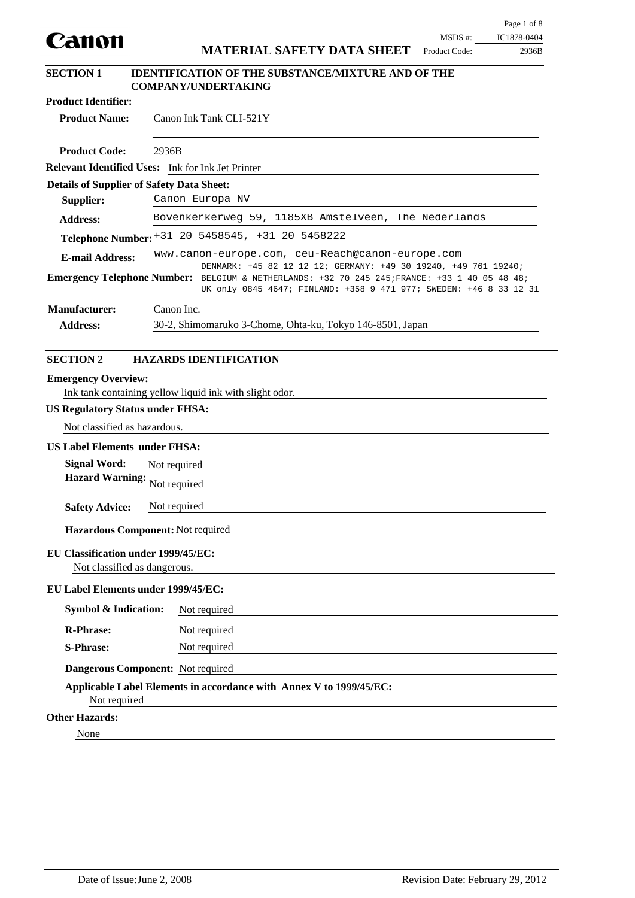**Canon** **MATERIAL SAFETY DATA SHEET**

MSDS #: IC1878-0404
Product Code: 2936B

## SECTION 1 IDENTIFICATION OF THE SUBSTANCE/MIXTURE AND OF THE COMPANY/UNDERTAKING

**Product Identifier:**

**Product Name:** Canon Ink Tank CLI-521Y

**Product Code:** 2936B

**Relevant Identified Uses:** Ink for Ink Jet Printer

**Details of Supplier of Safety Data Sheet:**

**Supplier:** Canon Europa NV

**Address:** Bovenkerkerweg 59, 1185XB Amstelveen, The Nederlands

**Telephone Number:** +31 20 5458545, +31 20 5458222

**E-mail Address:** www.canon-europe.com, ceu-Reach@canon-europe.com

**Emergency Telephone Number:** DENMARK: +45 82 12 12 12; GERMANY: +49 30 19240, +49 761 19240; BELGIUM & NETHERLANDS: +32 70 245 245;FRANCE: +33 1 40 05 48 48; UK only 0845 4647; FINLAND: +358 9 471 977; SWEDEN: +46 8 33 12 31

**Manufacturer:** Canon Inc.

**Address:** 30-2, Shimomaruko 3-Chome, Ohta-ku, Tokyo 146-8501, Japan

## SECTION 2 HAZARDS IDENTIFICATION

**Emergency Overview:**

Ink tank containing yellow liquid ink with slight odor.

**US Regulatory Status under FHSA:**

Not classified as hazardous.

**US Label Elements under FHSA:**

**Signal Word:** Not required

**Hazard Warning:** Not required

**Safety Advice:** Not required

**Hazardous Component:** Not required

**EU Classification under 1999/45/EC:**

Not classified as dangerous.

**EU Label Elements under 1999/45/EC:**

**Symbol & Indication:** Not required

**R-Phrase:** Not required

**S-Phrase:** Not required

**Dangerous Component:** Not required

**Applicable Label Elements in accordance with Annex V to 1999/45/EC:**

Not required

**Other Hazards:**

None

Date of Issue:June 2, 2008 Revision Date: February 29, 2012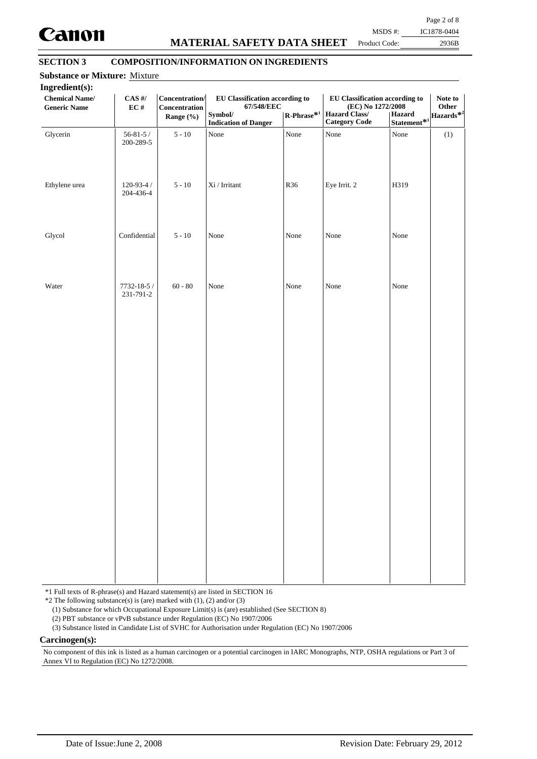## SECTION 3 COMPOSITION/INFORMATION ON INGREDIENTS

**Substance or Mixture:** Mixture

**Ingredient(s):**

| Chemical Name/ Generic Name | CAS #/ EC # | Concentration/ Concentration Range (%) | EU Classification according to 67/548/EEC | | EU Classification according to (EC) No 1272/2008 | | Note to Other Hazards*2 |
|---|---|---|---|---|---|---|---|
| | | | Symbol/ Indication of Danger | R-Phrase*1 | Hazard Class/ Category Code | Hazard Statement*1 | |
| Glycerin | 56-81-5 / 200-289-5 | 5 - 10 | None | None | None | None | (1) |
| Ethylene urea | 120-93-4 / 204-436-4 | 5 - 10 | Xi / Irritant | R36 | Eye Irrit. 2 | H319 | |
| Glycol | Confidential | 5 - 10 | None | None | None | None | |
| Water | 7732-18-5 / 231-791-2 | 60 - 80 | None | None | None | None | |

*1 Full texts of R-phrase(s) and Hazard statement(s) are listed in SECTION 16

*2 The following substance(s) is (are) marked with (1), (2) and/or (3)

(1) Substance for which Occupational Exposure Limit(s) is (are) established (See SECTION 8)

(2) PBT substance or vPvB substance under Regulation (EC) No 1907/2006

(3) Substance listed in Candidate List of SVHC for Authorisation under Regulation (EC) No 1907/2006

**Carcinogen(s):**

No component of this ink is listed as a human carcinogen or a potential carcinogen in IARC Monographs, NTP, OSHA regulations or Part 3 of Annex VI to Regulation (EC) No 1272/2008.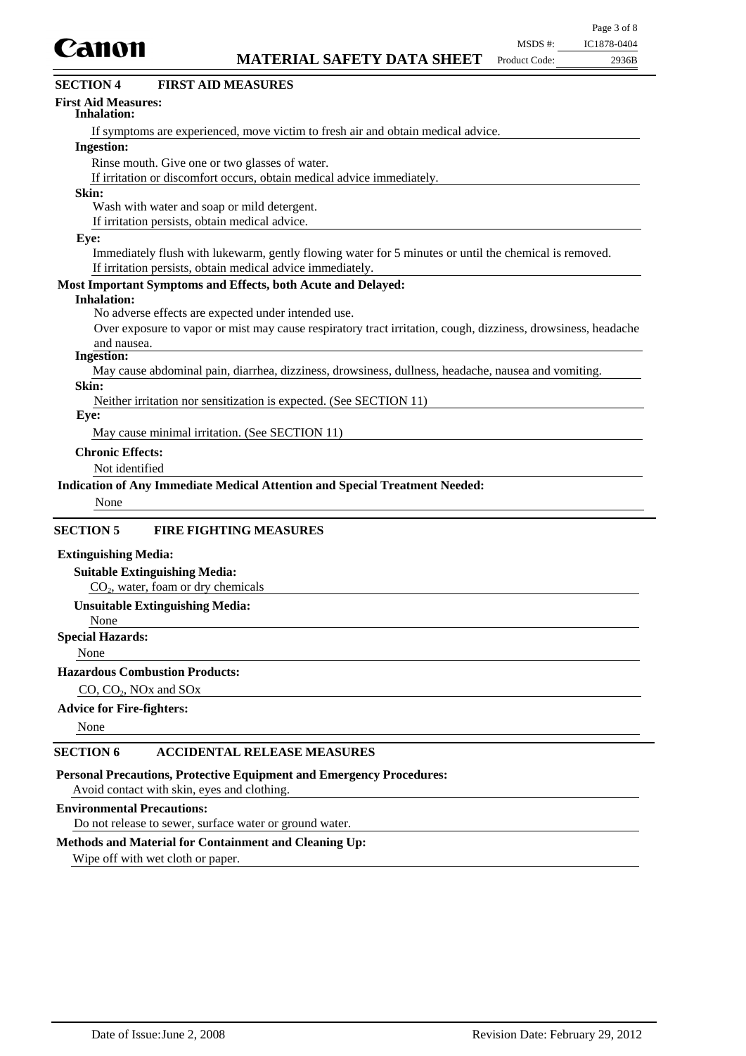## SECTION 4 FIRST AID MEASURES

**First Aid Measures:**

**Inhalation:**

If symptoms are experienced, move victim to fresh air and obtain medical advice.

**Ingestion:**

Rinse mouth. Give one or two glasses of water.
If irritation or discomfort occurs, obtain medical advice immediately.

**Skin:**

Wash with water and soap or mild detergent.
If irritation persists, obtain medical advice.

**Eye:**

Immediately flush with lukewarm, gently flowing water for 5 minutes or until the chemical is removed.
If irritation persists, obtain medical advice immediately.

**Most Important Symptoms and Effects, both Acute and Delayed:**

**Inhalation:**

No adverse effects are expected under intended use.
Over exposure to vapor or mist may cause respiratory tract irritation, cough, dizziness, drowsiness, headache and nausea.

**Ingestion:**

May cause abdominal pain, diarrhea, dizziness, drowsiness, dullness, headache, nausea and vomiting.

**Skin:**

Neither irritation nor sensitization is expected. (See SECTION 11)

**Eye:**

May cause minimal irritation. (See SECTION 11)

**Chronic Effects:**

Not identified

**Indication of Any Immediate Medical Attention and Special Treatment Needed:**

None

## SECTION 5 FIRE FIGHTING MEASURES

**Extinguishing Media:**

**Suitable Extinguishing Media:**

$CO_2$, water, foam or dry chemicals

**Unsuitable Extinguishing Media:**

None

**Special Hazards:**

None

**Hazardous Combustion Products:**

CO, $CO_2$, NOx and SOx

**Advice for Fire-fighters:**

None

## SECTION 6 ACCIDENTAL RELEASE MEASURES

**Personal Precautions, Protective Equipment and Emergency Procedures:**

Avoid contact with skin, eyes and clothing.

**Environmental Precautions:**

Do not release to sewer, surface water or ground water.

**Methods and Material for Containment and Cleaning Up:**

Wipe off with wet cloth or paper.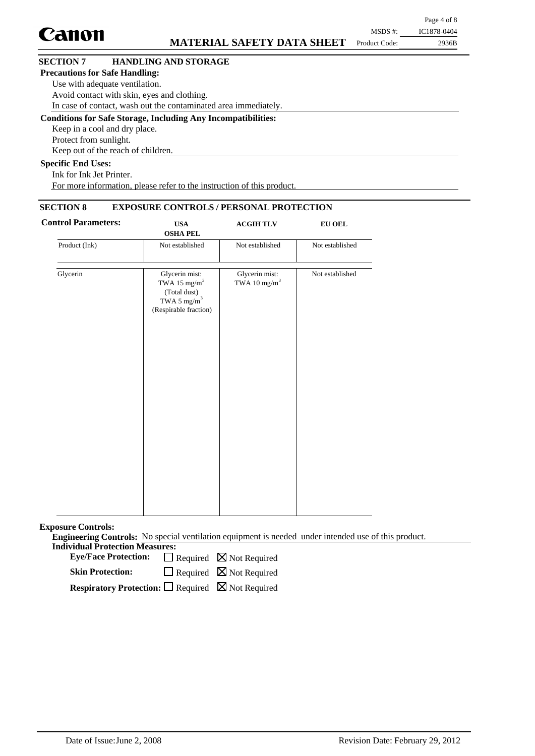## SECTION 7 HANDLING AND STORAGE

**Precautions for Safe Handling:**

Use with adequate ventilation.
Avoid contact with skin, eyes and clothing.
In case of contact, wash out the contaminated area immediately.

**Conditions for Safe Storage, Including Any Incompatibilities:**

Keep in a cool and dry place.
Protect from sunlight.
Keep out of the reach of children.

**Specific End Uses:**

Ink for Ink Jet Printer.
For more information, please refer to the instruction of this product.

## SECTION 8 EXPOSURE CONTROLS / PERSONAL PROTECTION

**Control Parameters:**

| | USA OSHA PEL | ACGIH TLV | EU OEL |
|---|---|---|---|
| Product (Ink) | Not established | Not established | Not established |
| Glycerin | Glycerin mist: TWA 15 $mg/m^3$ (Total dust) TWA 5 $mg/m^3$ (Respirable fraction) | Glycerin mist: TWA 10 $mg/m^3$ | Not established |

**Exposure Controls:**

**Engineering Controls:** No special ventilation equipment is needed under intended use of this product.

**Individual Protection Measures:**

**Eye/Face Protection:** ☐ Required ☒ Not Required

**Skin Protection:** ☐ Required ☒ Not Required

**Respiratory Protection:** ☐ Required ☒ Not Required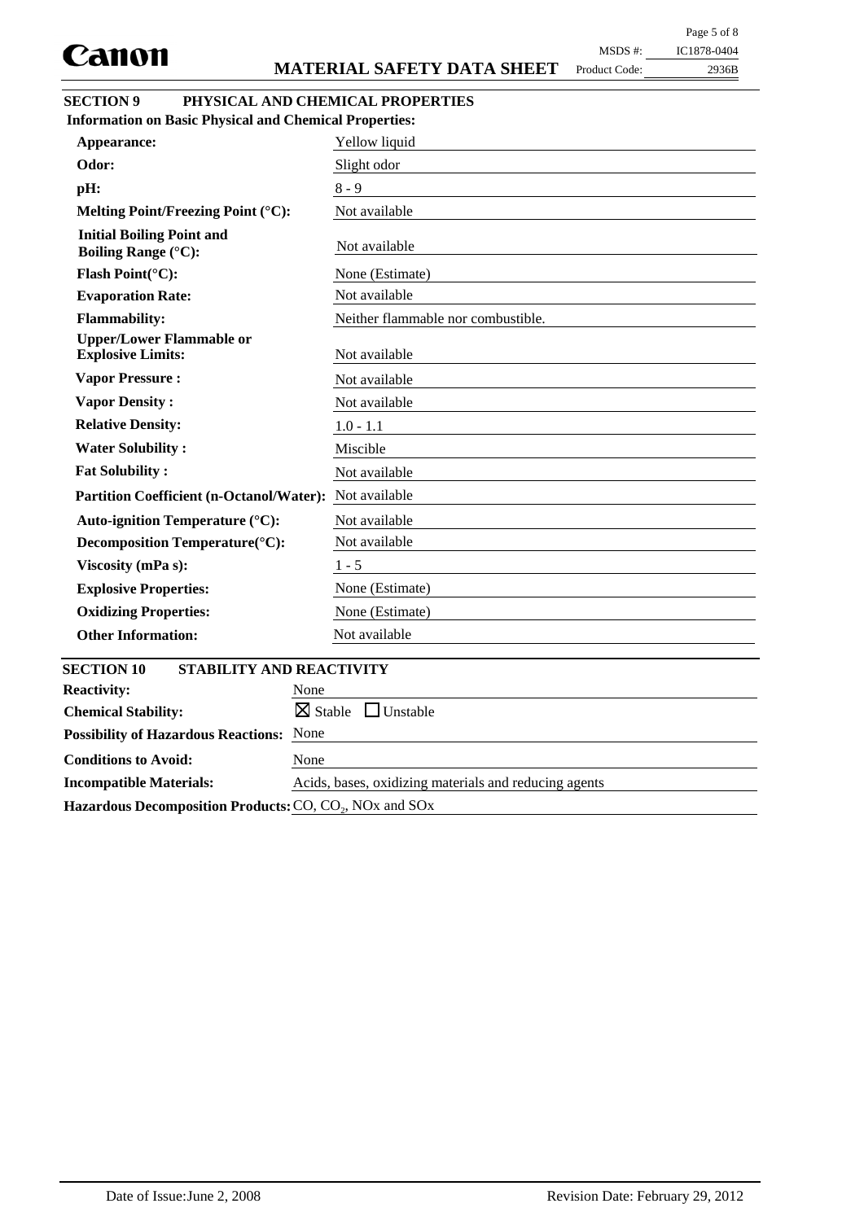## SECTION 9 PHYSICAL AND CHEMICAL PROPERTIES

**Information on Basic Physical and Chemical Properties:**

| | |
|---|---|
| **Appearance:** | Yellow liquid |
| **Odor:** | Slight odor |
| **pH:** | 8 - 9 |
| **Melting Point/Freezing Point (°C):** | Not available |
| **Initial Boiling Point and Boiling Range (°C):** | Not available |
| **Flash Point(°C):** | None (Estimate) |
| **Evaporation Rate:** | Not available |
| **Flammability:** | Neither flammable nor combustible. |
| **Upper/Lower Flammable or Explosive Limits:** | Not available |
| **Vapor Pressure :** | Not available |
| **Vapor Density :** | Not available |
| **Relative Density:** | 1.0 - 1.1 |
| **Water Solubility :** | Miscible |
| **Fat Solubility :** | Not available |
| **Partition Coefficient (n-Octanol/Water):** | Not available |
| **Auto-ignition Temperature (°C):** | Not available |
| **Decomposition Temperature(°C):** | Not available |
| **Viscosity (mPa s):** | 1 - 5 |
| **Explosive Properties:** | None (Estimate) |
| **Oxidizing Properties:** | None (Estimate) |
| **Other Information:** | Not available |

## SECTION 10 STABILITY AND REACTIVITY

| | |
|---|---|
| **Reactivity:** | None |
| **Chemical Stability:** | ☒ Stable ☐ Unstable |
| **Possibility of Hazardous Reactions:** | None |
| **Conditions to Avoid:** | None |
| **Incompatible Materials:** | Acids, bases, oxidizing materials and reducing agents |
| **Hazardous Decomposition Products:** | CO, $CO_2$, NOx and SOx |

Date of Issue:June 2, 2008 Revision Date: February 29, 2012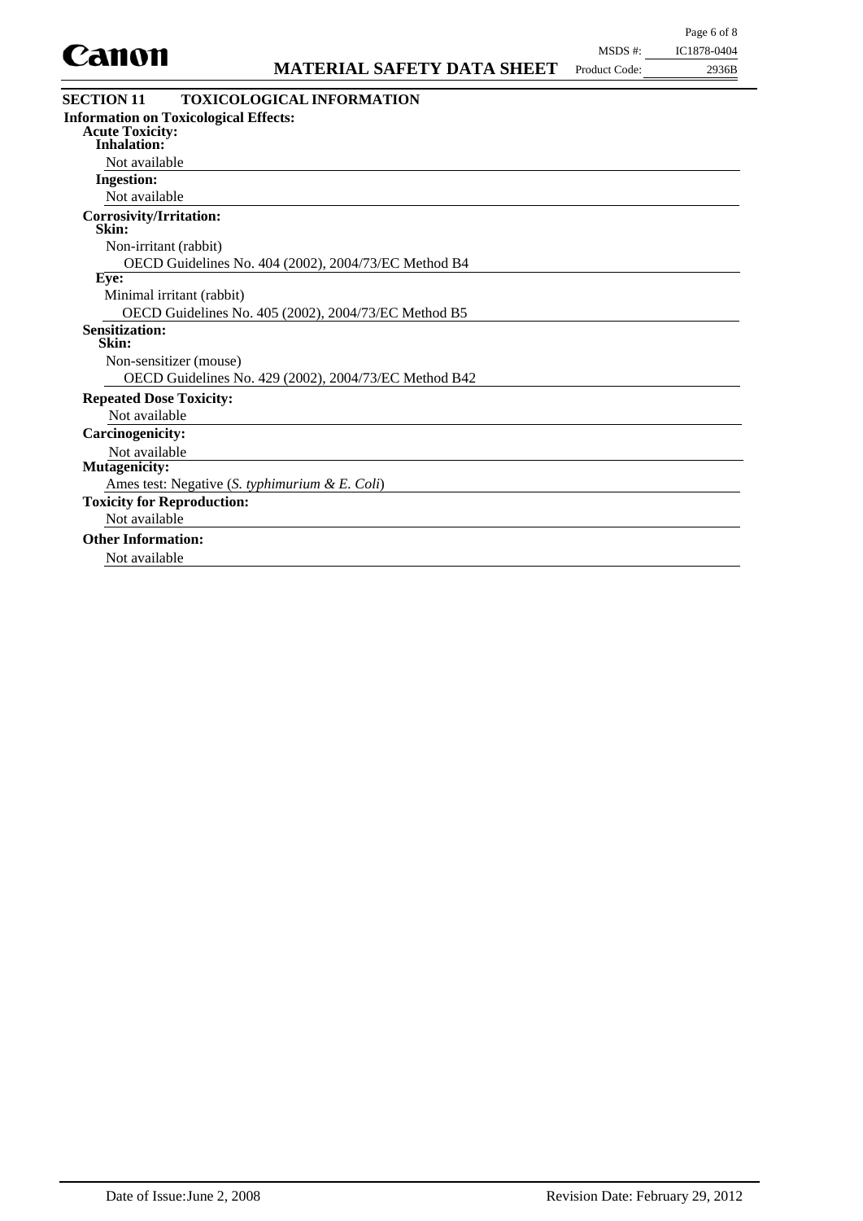## SECTION 11 TOXICOLOGICAL INFORMATION

**Information on Toxicological Effects:**

**Acute Toxicity:**

**Inhalation:**

Not available

**Ingestion:**

Not available

**Corrosivity/Irritation:**

**Skin:**

Non-irritant (rabbit)

OECD Guidelines No. 404 (2002), 2004/73/EC Method B4

**Eye:**

Minimal irritant (rabbit)

OECD Guidelines No. 405 (2002), 2004/73/EC Method B5

**Sensitization:**

**Skin:**

Non-sensitizer (mouse)

OECD Guidelines No. 429 (2002), 2004/73/EC Method B42

**Repeated Dose Toxicity:**

Not available

**Carcinogenicity:**

Not available

**Mutagenicity:**

Ames test: Negative (*S. typhimurium & E. Coli*)

**Toxicity for Reproduction:**

Not available

**Other Information:**

Not available

Date of Issue:June 2, 2008 Revision Date: February 29, 2012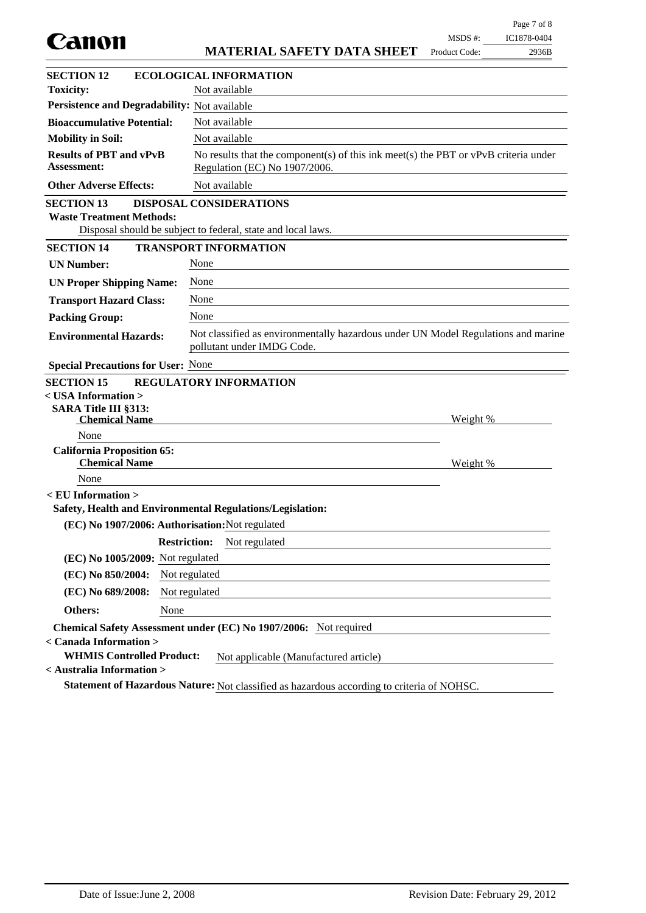## SECTION 12 ECOLOGICAL INFORMATION

| | |
|---|---|
| **Toxicity:** | Not available |
| **Persistence and Degradability:** | Not available |
| **Bioaccumulative Potential:** | Not available |
| **Mobility in Soil:** | Not available |
| **Results of PBT and vPvB Assessment:** | No results that the component(s) of this ink meet(s) the PBT or vPvB criteria under Regulation (EC) No 1907/2006. |
| **Other Adverse Effects:** | Not available |

## SECTION 13 DISPOSAL CONSIDERATIONS

**Waste Treatment Methods:**

Disposal should be subject to federal, state and local laws.

## SECTION 14 TRANSPORT INFORMATION

| | |
|---|---|
| **UN Number:** | None |
| **UN Proper Shipping Name:** | None |
| **Transport Hazard Class:** | None |
| **Packing Group:** | None |
| **Environmental Hazards:** | Not classified as environmentally hazardous under UN Model Regulations and marine pollutant under IMDG Code. |
| **Special Precautions for User:** | None |

## SECTION 15 REGULATORY INFORMATION

**< USA Information >**

**SARA Title III §313:**

| Chemical Name | Weight % |
|---|---|
| None | |

**California Proposition 65:**

| Chemical Name | Weight % |
|---|---|
| None | |

**< EU Information >**

**Safety, Health and Environmental Regulations/Legislation:**

**(EC) No 1907/2006: Authorisation:** Not regulated

**Restriction:** Not regulated

**(EC) No 1005/2009:** Not regulated

**(EC) No 850/2004:** Not regulated

**(EC) No 689/2008:** Not regulated

**Others:** None

**Chemical Safety Assessment under (EC) No 1907/2006:** Not required

**< Canada Information >**

**WHMIS Controlled Product:** Not applicable (Manufactured article)

**< Australia Information >**

**Statement of Hazardous Nature:** Not classified as hazardous according to criteria of NOHSC.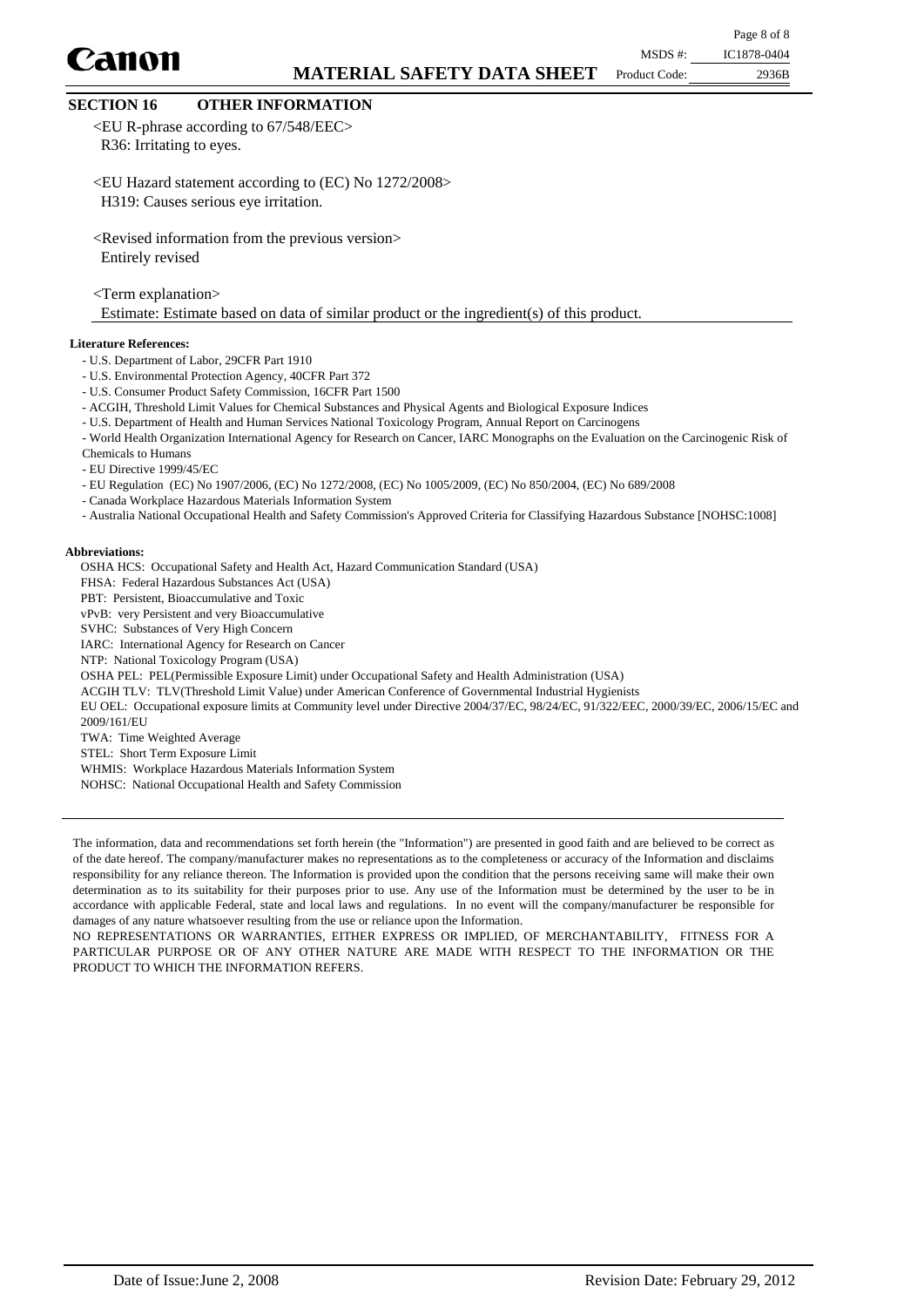## SECTION 16 OTHER INFORMATION

<EU R-phrase according to 67/548/EEC>
R36: Irritating to eyes.

<EU Hazard statement according to (EC) No 1272/2008>
H319: Causes serious eye irritation.

<Revised information from the previous version>
Entirely revised

<Term explanation>
Estimate: Estimate based on data of similar product or the ingredient(s) of this product.

**Literature References:**

- U.S. Department of Labor, 29CFR Part 1910
- U.S. Environmental Protection Agency, 40CFR Part 372
- U.S. Consumer Product Safety Commission, 16CFR Part 1500
- ACGIH, Threshold Limit Values for Chemical Substances and Physical Agents and Biological Exposure Indices
- U.S. Department of Health and Human Services National Toxicology Program, Annual Report on Carcinogens
- World Health Organization International Agency for Research on Cancer, IARC Monographs on the Evaluation on the Carcinogenic Risk of Chemicals to Humans
- EU Directive 1999/45/EC
- EU Regulation (EC) No 1907/2006, (EC) No 1272/2008, (EC) No 1005/2009, (EC) No 850/2004, (EC) No 689/2008
- Canada Workplace Hazardous Materials Information System
- Australia National Occupational Health and Safety Commission's Approved Criteria for Classifying Hazardous Substance [NOHSC:1008]

**Abbreviations:**

OSHA HCS: Occupational Safety and Health Act, Hazard Communication Standard (USA)
FHSA: Federal Hazardous Substances Act (USA)
PBT: Persistent, Bioaccumulative and Toxic
vPvB: very Persistent and very Bioaccumulative
SVHC: Substances of Very High Concern
IARC: International Agency for Research on Cancer
NTP: National Toxicology Program (USA)
OSHA PEL: PEL(Permissible Exposure Limit) under Occupational Safety and Health Administration (USA)
ACGIH TLV: TLV(Threshold Limit Value) under American Conference of Governmental Industrial Hygienists
EU OEL: Occupational exposure limits at Community level under Directive 2004/37/EC, 98/24/EC, 91/322/EEC, 2000/39/EC, 2006/15/EC and 2009/161/EU
TWA: Time Weighted Average
STEL: Short Term Exposure Limit
WHMIS: Workplace Hazardous Materials Information System
NOHSC: National Occupational Health and Safety Commission

The information, data and recommendations set forth herein (the "Information") are presented in good faith and are believed to be correct as of the date hereof. The company/manufacturer makes no representations as to the completeness or accuracy of the Information and disclaims responsibility for any reliance thereon. The Information is provided upon the condition that the persons receiving same will make their own determination as to its suitability for their purposes prior to use. Any use of the Information must be determined by the user to be in accordance with applicable Federal, state and local laws and regulations. In no event will the company/manufacturer be responsible for damages of any nature whatsoever resulting from the use or reliance upon the Information.
NO REPRESENTATIONS OR WARRANTIES, EITHER EXPRESS OR IMPLIED, OF MERCHANTABILITY, FITNESS FOR A PARTICULAR PURPOSE OR OF ANY OTHER NATURE ARE MADE WITH RESPECT TO THE INFORMATION OR THE PRODUCT TO WHICH THE INFORMATION REFERS.